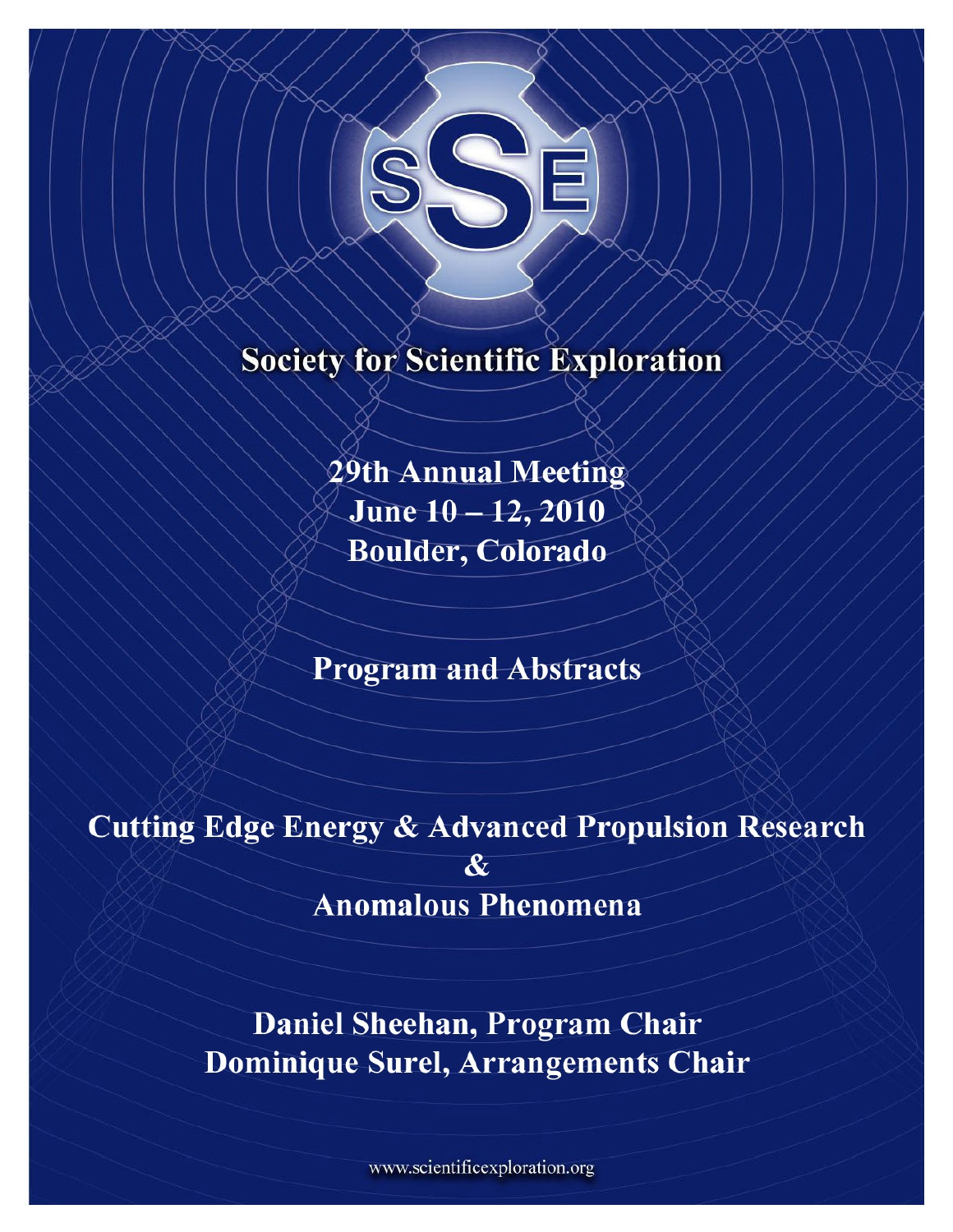# Society for Scientific Exploration

**29th Annual Meeting**
**June 10 – 12, 2010**
**Boulder, Colorado**

## Program and Abstracts

## Cutting Edge Energy & Advanced Propulsion Research & Anomalous Phenomena

**Daniel Sheehan, Program Chair**
**Dominique Surel, Arrangements Chair**

www.scientificexploration.org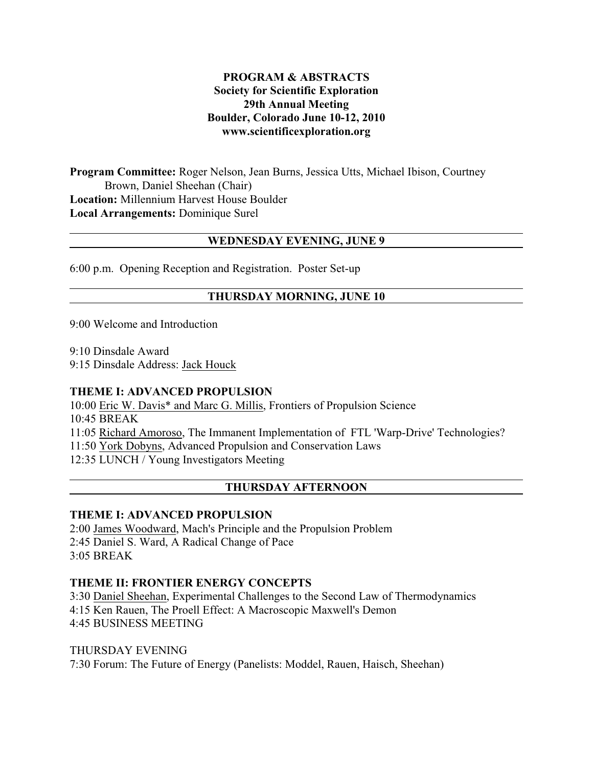**PROGRAM & ABSTRACTS**
**Society for Scientific Exploration**
**29th Annual Meeting**
**Boulder, Colorado June 10-12, 2010**
**www.scientificexploration.org**

**Program Committee:** Roger Nelson, Jean Burns, Jessica Utts, Michael Ibison, Courtney Brown, Daniel Sheehan (Chair)
**Location:** Millennium Harvest House Boulder
**Local Arrangements:** Dominique Surel

## WEDNESDAY EVENING, JUNE 9

6:00 p.m. Opening Reception and Registration. Poster Set-up

## THURSDAY MORNING, JUNE 10

9:00 Welcome and Introduction

9:10 Dinsdale Award
9:15 Dinsdale Address: Jack Houck

### THEME I: ADVANCED PROPULSION

10:00 Eric W. Davis* and Marc G. Millis, Frontiers of Propulsion Science
10:45 BREAK
11:05 Richard Amoroso, The Immanent Implementation of FTL 'Warp-Drive' Technologies?
11:50 York Dobyns, Advanced Propulsion and Conservation Laws
12:35 LUNCH / Young Investigators Meeting

## THURSDAY AFTERNOON

### THEME I: ADVANCED PROPULSION

2:00 James Woodward, Mach's Principle and the Propulsion Problem
2:45 Daniel S. Ward, A Radical Change of Pace
3:05 BREAK

### THEME II: FRONTIER ENERGY CONCEPTS

3:30 Daniel Sheehan, Experimental Challenges to the Second Law of Thermodynamics
4:15 Ken Rauen, The Proell Effect: A Macroscopic Maxwell's Demon
4:45 BUSINESS MEETING

THURSDAY EVENING
7:30 Forum: The Future of Energy (Panelists: Moddel, Rauen, Haisch, Sheehan)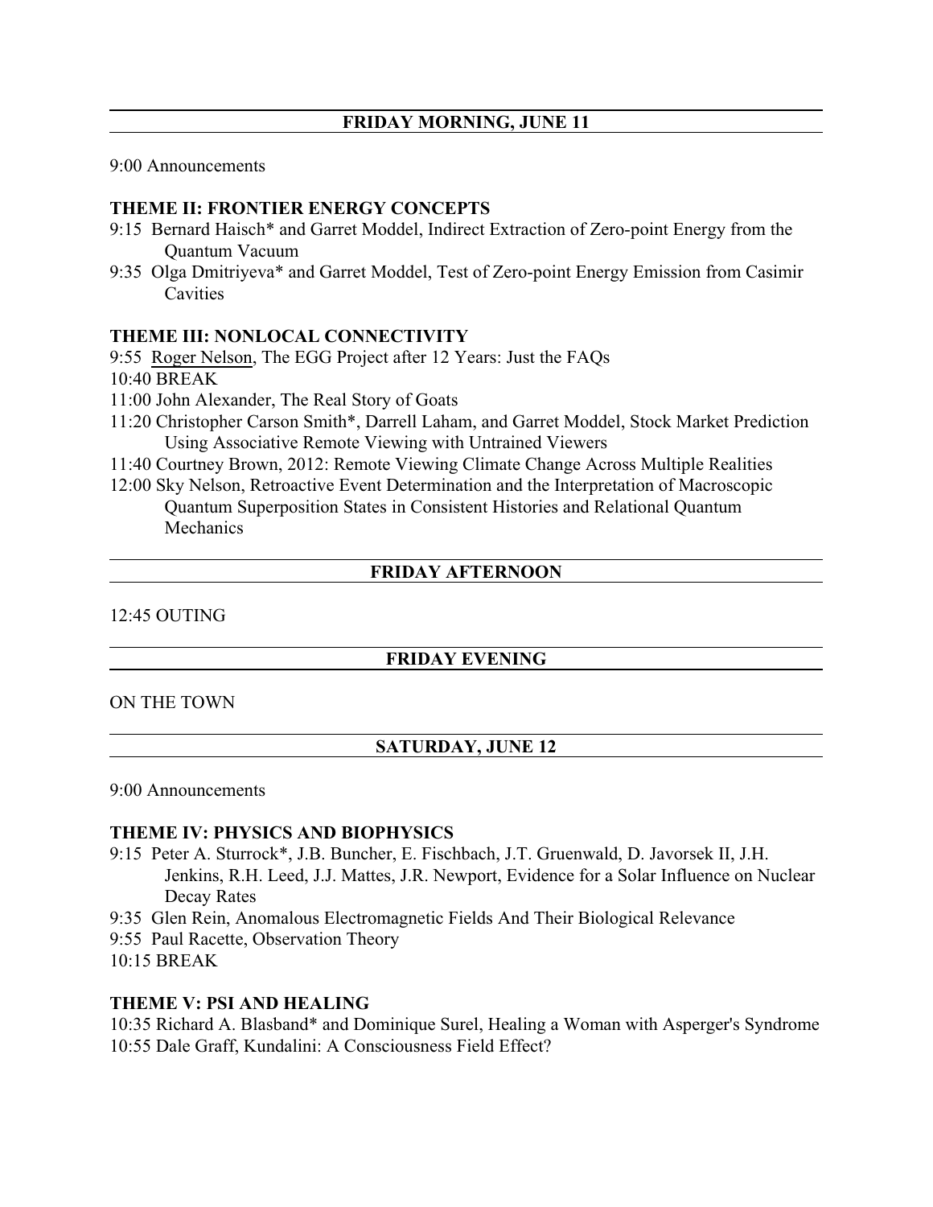## FRIDAY MORNING, JUNE 11

9:00 Announcements

### THEME II: FRONTIER ENERGY CONCEPTS

9:15 Bernard Haisch* and Garret Moddel, Indirect Extraction of Zero-point Energy from the Quantum Vacuum

9:35 Olga Dmitriyeva* and Garret Moddel, Test of Zero-point Energy Emission from Casimir Cavities

### THEME III: NONLOCAL CONNECTIVITY

9:55 Roger Nelson, The EGG Project after 12 Years: Just the FAQs

10:40 BREAK

11:00 John Alexander, The Real Story of Goats

11:20 Christopher Carson Smith*, Darrell Laham, and Garret Moddel, Stock Market Prediction Using Associative Remote Viewing with Untrained Viewers

11:40 Courtney Brown, 2012: Remote Viewing Climate Change Across Multiple Realities

12:00 Sky Nelson, Retroactive Event Determination and the Interpretation of Macroscopic Quantum Superposition States in Consistent Histories and Relational Quantum Mechanics

## FRIDAY AFTERNOON

12:45 OUTING

## FRIDAY EVENING

ON THE TOWN

## SATURDAY, JUNE 12

9:00 Announcements

### THEME IV: PHYSICS AND BIOPHYSICS

9:15 Peter A. Sturrock*, J.B. Buncher, E. Fischbach, J.T. Gruenwald, D. Javorsek II, J.H. Jenkins, R.H. Leed, J.J. Mattes, J.R. Newport, Evidence for a Solar Influence on Nuclear Decay Rates

9:35 Glen Rein, Anomalous Electromagnetic Fields And Their Biological Relevance

9:55 Paul Racette, Observation Theory

10:15 BREAK

### THEME V: PSI AND HEALING

10:35 Richard A. Blasband* and Dominique Surel, Healing a Woman with Asperger's Syndrome

10:55 Dale Graff, Kundalini: A Consciousness Field Effect?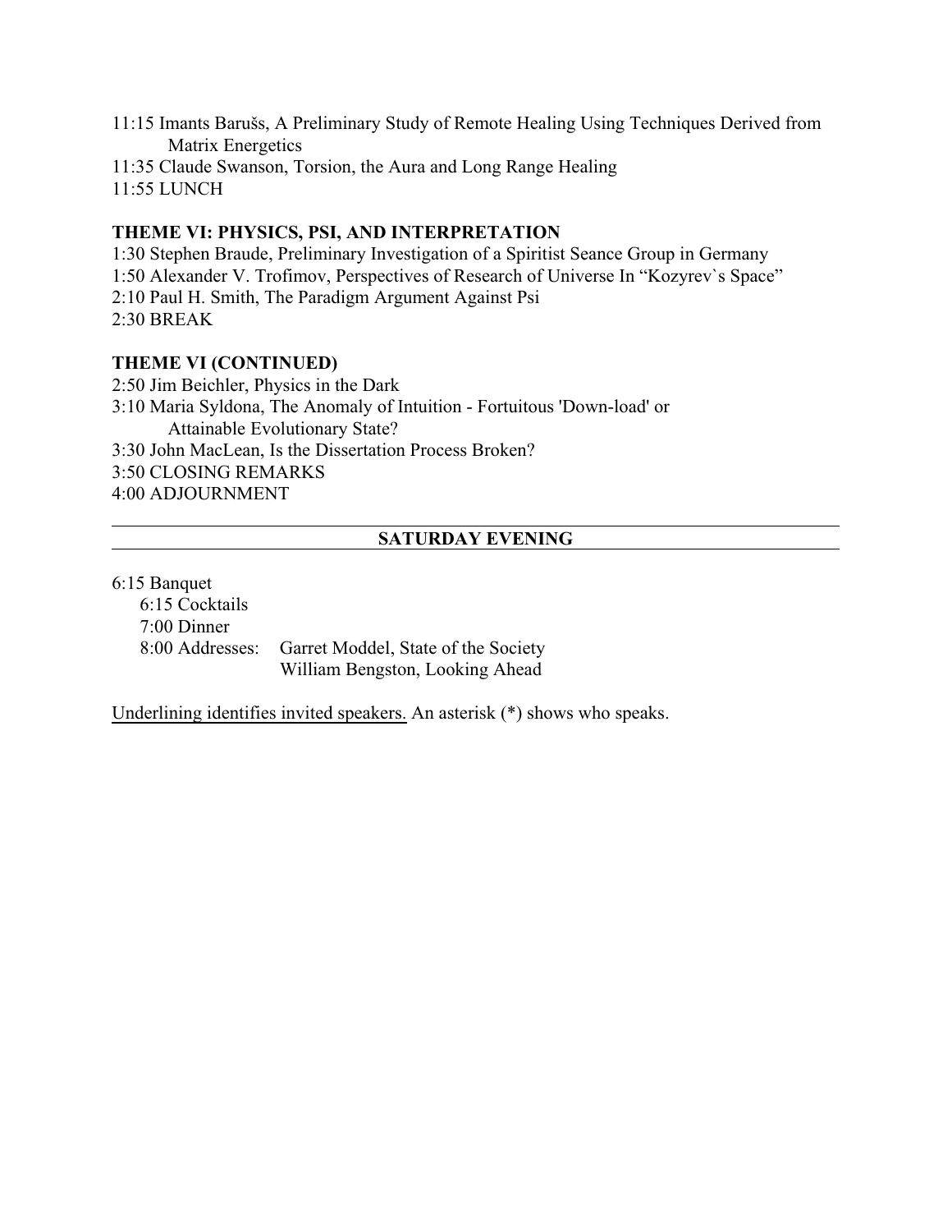11:15 Imants Barušs, A Preliminary Study of Remote Healing Using Techniques Derived from Matrix Energetics
11:35 Claude Swanson, Torsion, the Aura and Long Range Healing
11:55 LUNCH

**THEME VI: PHYSICS, PSI, AND INTERPRETATION**

1:30 Stephen Braude, Preliminary Investigation of a Spiritist Seance Group in Germany
1:50 Alexander V. Trofimov, Perspectives of Research of Universe In “Kozyrev`s Space”
2:10 Paul H. Smith, The Paradigm Argument Against Psi
2:30 BREAK

**THEME VI (CONTINUED)**

2:50 Jim Beichler, Physics in the Dark
3:10 Maria Syldona, The Anomaly of Intuition - Fortuitous 'Down-load' or Attainable Evolutionary State?
3:30 John MacLean, Is the Dissertation Process Broken?
3:50 CLOSING REMARKS
4:00 ADJOURNMENT

## SATURDAY EVENING

6:15 Banquet
- 6:15 Cocktails
- 7:00 Dinner
- 8:00 Addresses: Garret Moddel, State of the Society
  William Bengston, Looking Ahead

Underlining identifies invited speakers. An asterisk (*) shows who speaks.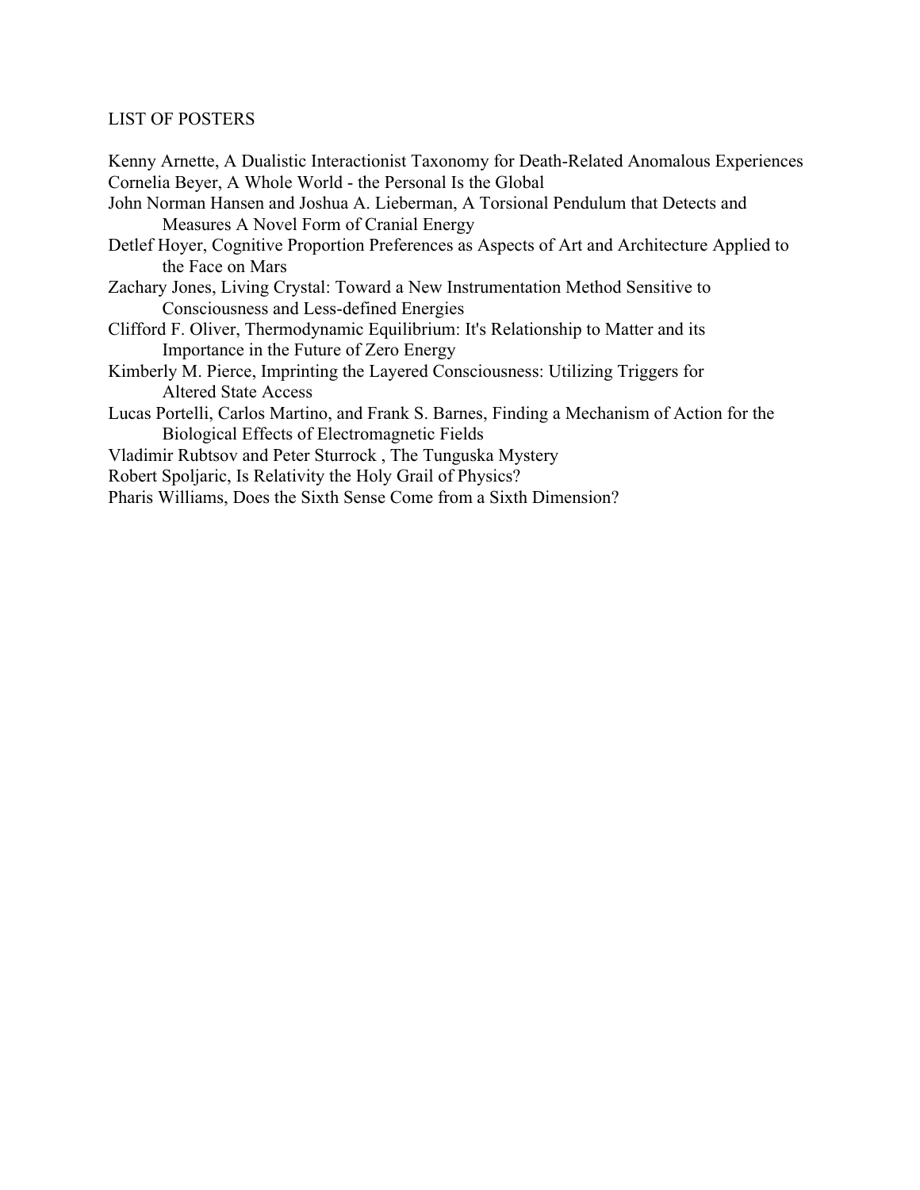LIST OF POSTERS

Kenny Arnette, A Dualistic Interactionist Taxonomy for Death-Related Anomalous Experiences
Cornelia Beyer, A Whole World - the Personal Is the Global
John Norman Hansen and Joshua A. Lieberman, A Torsional Pendulum that Detects and Measures A Novel Form of Cranial Energy
Detlef Hoyer, Cognitive Proportion Preferences as Aspects of Art and Architecture Applied to the Face on Mars
Zachary Jones, Living Crystal: Toward a New Instrumentation Method Sensitive to Consciousness and Less-defined Energies
Clifford F. Oliver, Thermodynamic Equilibrium: It's Relationship to Matter and its Importance in the Future of Zero Energy
Kimberly M. Pierce, Imprinting the Layered Consciousness: Utilizing Triggers for Altered State Access
Lucas Portelli, Carlos Martino, and Frank S. Barnes, Finding a Mechanism of Action for the Biological Effects of Electromagnetic Fields
Vladimir Rubtsov and Peter Sturrock , The Tunguska Mystery
Robert Spoljaric, Is Relativity the Holy Grail of Physics?
Pharis Williams, Does the Sixth Sense Come from a Sixth Dimension?